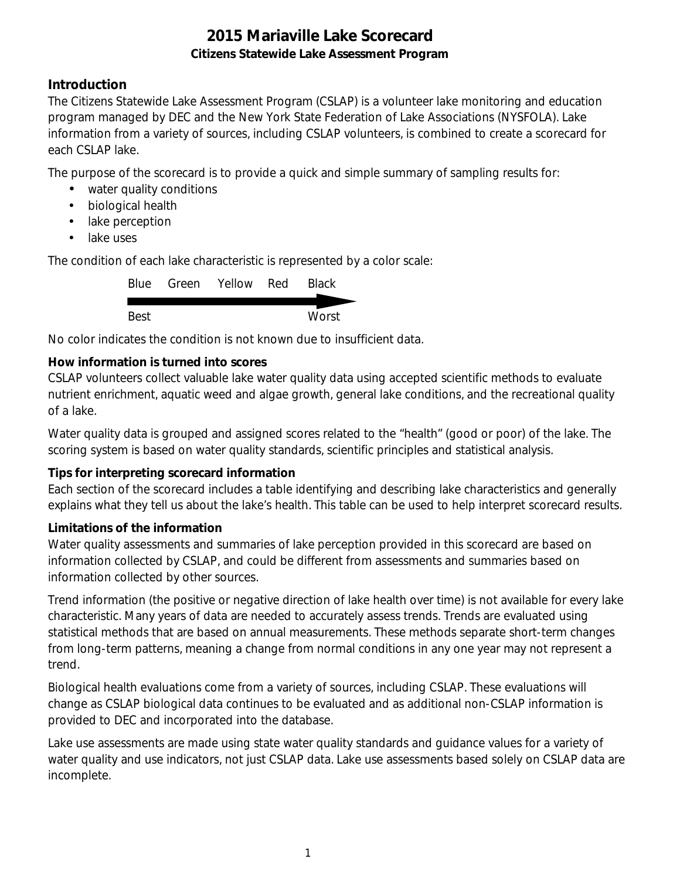# 2015 Mariaville Lake Scorecard

**Citizens Statewide Lake Assessment Program**

## Introduction

The Citizens Statewide Lake Assessment Program (CSLAP) is a volunteer lake monitoring and education program managed by DEC and the New York State Federation of Lake Associations (NYSFOLA). Lake information from a variety of sources, including CSLAP volunteers, is combined to create a scorecard for each CSLAP lake.

The purpose of the scorecard is to provide a quick and simple summary of sampling results for:

- water quality conditions
- biological health
- lake perception
- lake uses

The condition of each lake characteristic is represented by a color scale:

Blue Green Yellow Red Black

Best → Worst

No color indicates the condition is not known due to insufficient data.

### How information is turned into scores

CSLAP volunteers collect valuable lake water quality data using accepted scientific methods to evaluate nutrient enrichment, aquatic weed and algae growth, general lake conditions, and the recreational quality of a lake.

Water quality data is grouped and assigned scores related to the "health" (good or poor) of the lake. The scoring system is based on water quality standards, scientific principles and statistical analysis.

### Tips for interpreting scorecard information

Each section of the scorecard includes a table identifying and describing lake characteristics and generally explains what they tell us about the lake's health. This table can be used to help interpret scorecard results.

### Limitations of the information

Water quality assessments and summaries of lake perception provided in this scorecard are based on information collected by CSLAP, and could be different from assessments and summaries based on information collected by other sources.

Trend information (the positive or negative direction of lake health over time) is not available for every lake characteristic. Many years of data are needed to accurately assess trends. Trends are evaluated using statistical methods that are based on annual measurements. These methods separate short-term changes from long-term patterns, meaning a change from normal conditions in any one year may not represent a trend.

Biological health evaluations come from a variety of sources, including CSLAP. These evaluations will change as CSLAP biological data continues to be evaluated and as additional non-CSLAP information is provided to DEC and incorporated into the database.

Lake use assessments are made using state water quality standards and guidance values for a variety of water quality and use indicators, not just CSLAP data. Lake use assessments based solely on CSLAP data are incomplete.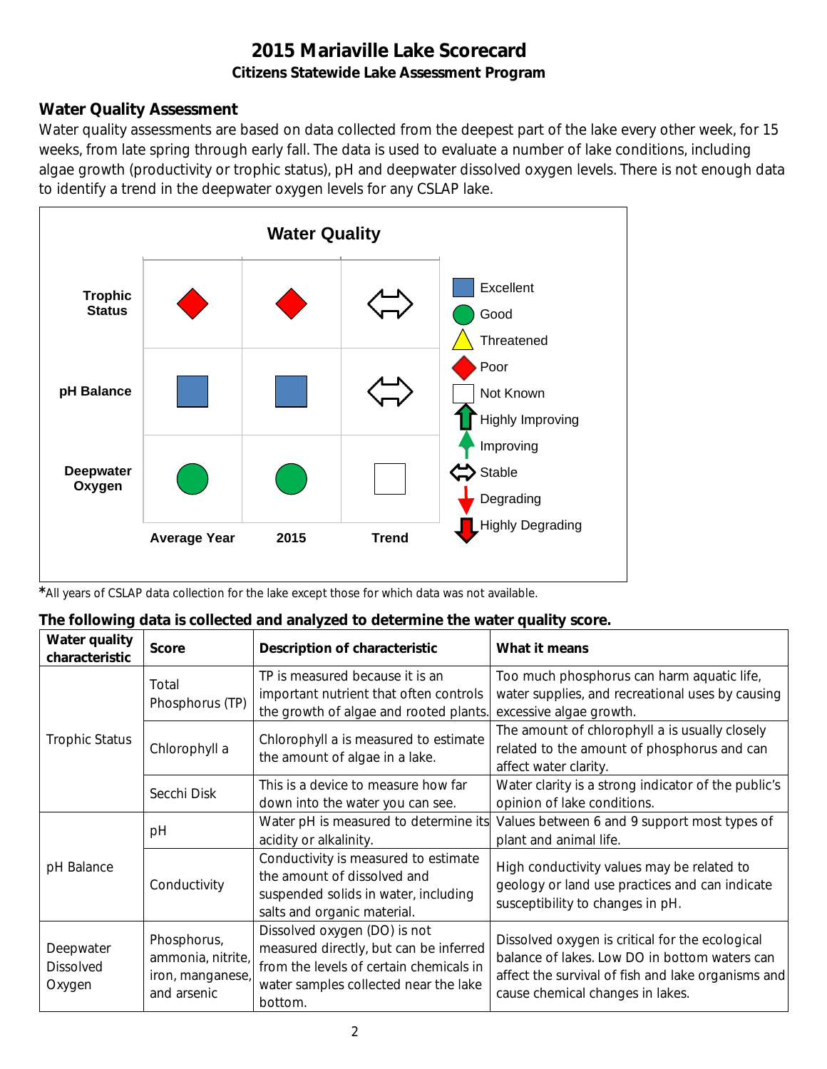# 2015 Mariaville Lake Scorecard

**Citizens Statewide Lake Assessment Program**

## Water Quality Assessment

Water quality assessments are based on data collected from the deepest part of the lake every other week, for 15 weeks, from late spring through early fall. The data is used to evaluate a number of lake conditions, including algae growth (productivity or trophic status), pH and deepwater dissolved oxygen levels. There is not enough data to identify a trend in the deepwater oxygen levels for any CSLAP lake.

**Water Quality**

| | Average Year | 2015 | Trend |
|---|---|---|---|
| **Trophic Status** | Poor | Poor | Stable |
| **pH Balance** | Excellent | Excellent | Stable |
| **Deepwater Oxygen** | Good | Good | Not Known |

Legend: Excellent, Good, Threatened, Poor, Not Known, Highly Improving, Improving, Stable, Degrading, Highly Degrading

*All years of CSLAP data collection for the lake except those for which data was not available.

**The following data is collected and analyzed to determine the water quality score.**

| Water quality characteristic | Score | Description of characteristic | What it means |
|---|---|---|---|
| Trophic Status | Total Phosphorus (TP) | TP is measured because it is an important nutrient that often controls the growth of algae and rooted plants. | Too much phosphorus can harm aquatic life, water supplies, and recreational uses by causing excessive algae growth. |
| | Chlorophyll a | Chlorophyll a is measured to estimate the amount of algae in a lake. | The amount of chlorophyll a is usually closely related to the amount of phosphorus and can affect water clarity. |
| | Secchi Disk | This is a device to measure how far down into the water you can see. | Water clarity is a strong indicator of the public's opinion of lake conditions. |
| pH Balance | pH | Water pH is measured to determine its acidity or alkalinity. | Values between 6 and 9 support most types of plant and animal life. |
| | Conductivity | Conductivity is measured to estimate the amount of dissolved and suspended solids in water, including salts and organic material. | High conductivity values may be related to geology or land use practices and can indicate susceptibility to changes in pH. |
| Deepwater Dissolved Oxygen | Phosphorus, ammonia, nitrite, iron, manganese, and arsenic | Dissolved oxygen (DO) is not measured directly, but can be inferred from the levels of certain chemicals in water samples collected near the lake bottom. | Dissolved oxygen is critical for the ecological balance of lakes. Low DO in bottom waters can affect the survival of fish and lake organisms and cause chemical changes in lakes. |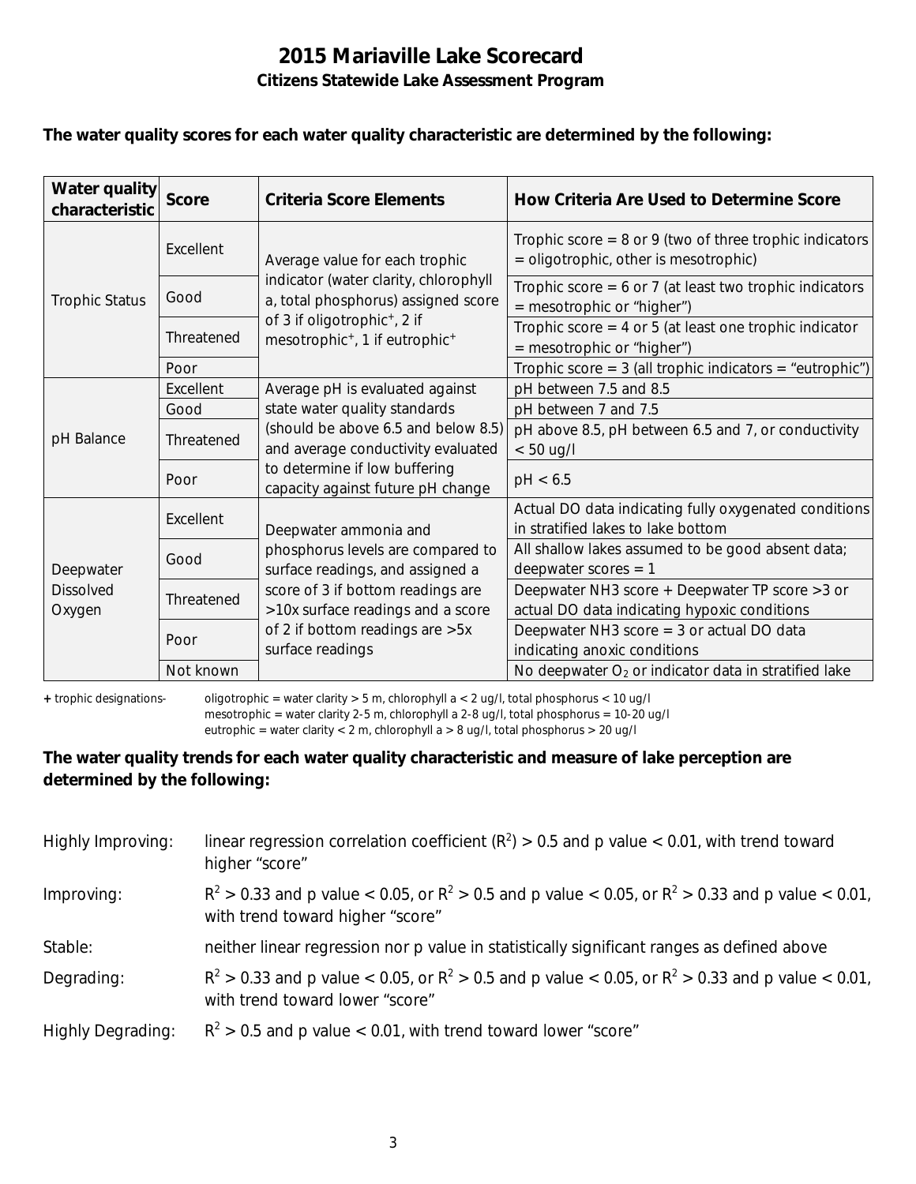# 2015 Mariaville Lake Scorecard

## Citizens Statewide Lake Assessment Program

**The water quality scores for each water quality characteristic are determined by the following:**

| Water quality characteristic | Score | Criteria Score Elements | How Criteria Are Used to Determine Score |
|---|---|---|---|
| Trophic Status | Excellent | Average value for each trophic indicator (water clarity, chlorophyll a, total phosphorus) assigned score of 3 if oligotrophic+, 2 if mesotrophic+, 1 if eutrophic+ | Trophic score = 8 or 9 (two of three trophic indicators = oligotrophic, other is mesotrophic) |
| | Good | | Trophic score = 6 or 7 (at least two trophic indicators = mesotrophic or "higher") |
| | Threatened | | Trophic score = 4 or 5 (at least one trophic indicator = mesotrophic or "higher") |
| | Poor | | Trophic score = 3 (all trophic indicators = "eutrophic") |
| pH Balance | Excellent | Average pH is evaluated against state water quality standards (should be above 6.5 and below 8.5) and average conductivity evaluated to determine if low buffering capacity against future pH change | pH between 7.5 and 8.5 |
| | Good | | pH between 7 and 7.5 |
| | Threatened | | pH above 8.5, pH between 6.5 and 7, or conductivity < 50 ug/l |
| | Poor | | pH < 6.5 |
| Deepwater Dissolved Oxygen | Excellent | Deepwater ammonia and phosphorus levels are compared to surface readings, and assigned a score of 3 if bottom readings are >10x surface readings and a score of 2 if bottom readings are >5x surface readings | Actual DO data indicating fully oxygenated conditions in stratified lakes to lake bottom |
| | Good | | All shallow lakes assumed to be good absent data; deepwater scores = 1 |
| | Threatened | | Deepwater $NH_3$ score + Deepwater TP score >3 or actual DO data indicating hypoxic conditions |
| | Poor | | Deepwater $NH_3$ score = 3 or actual DO data indicating anoxic conditions |
| | Not known | | No deepwater $O_2$ or indicator data in stratified lake |

**+** trophic designations- oligotrophic = water clarity > 5 m, chlorophyll a < 2 ug/l, total phosphorus < 10 ug/l
mesotrophic = water clarity 2-5 m, chlorophyll a 2-8 ug/l, total phosphorus = 10-20 ug/l
eutrophic = water clarity < 2 m, chlorophyll a > 8 ug/l, total phosphorus > 20 ug/l

**The water quality trends for each water quality characteristic and measure of lake perception are determined by the following:**

Highly Improving: linear regression correlation coefficient ($R^2$) > 0.5 and p value < 0.01, with trend toward higher "score"

Improving: $R^2 > 0.33$ and p value < 0.05, or $R^2 > 0.5$ and p value < 0.05, or $R^2 > 0.33$ and p value < 0.01, with trend toward higher "score"

Stable: neither linear regression nor p value in statistically significant ranges as defined above

Degrading: $R^2 > 0.33$ and p value < 0.05, or $R^2 > 0.5$ and p value < 0.05, or $R^2 > 0.33$ and p value < 0.01, with trend toward lower "score"

Highly Degrading: $R^2 > 0.5$ and p value < 0.01, with trend toward lower "score"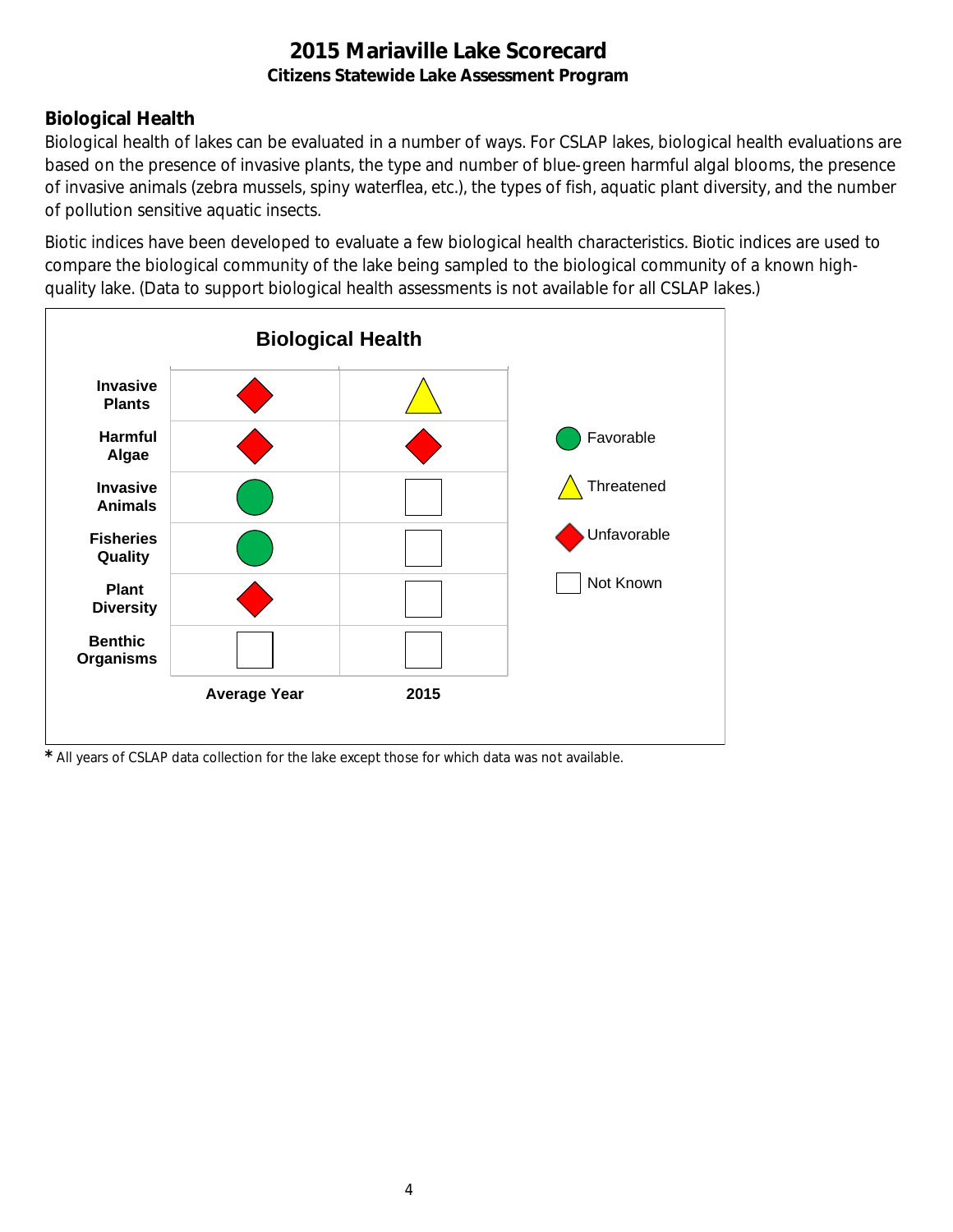# 2015 Mariaville Lake Scorecard

**Citizens Statewide Lake Assessment Program**

## Biological Health

Biological health of lakes can be evaluated in a number of ways. For CSLAP lakes, biological health evaluations are based on the presence of invasive plants, the type and number of blue-green harmful algal blooms, the presence of invasive animals (zebra mussels, spiny waterflea, etc.), the types of fish, aquatic plant diversity, and the number of pollution sensitive aquatic insects.

Biotic indices have been developed to evaluate a few biological health characteristics. Biotic indices are used to compare the biological community of the lake being sampled to the biological community of a known high-quality lake. (Data to support biological health assessments is not available for all CSLAP lakes.)

**Biological Health**

| | Average Year | 2015 |
|---|---|---|
| Invasive Plants | Unfavorable | Threatened |
| Harmful Algae | Unfavorable | Unfavorable |
| Invasive Animals | Favorable | Not Known |
| Fisheries Quality | Favorable | Not Known |
| Plant Diversity | Unfavorable | Not Known |
| Benthic Organisms | Not Known | Not Known |

Legend: Favorable (green circle); Threatened (yellow triangle); Unfavorable (red diamond); Not Known (empty square)

* All years of CSLAP data collection for the lake except those for which data was not available.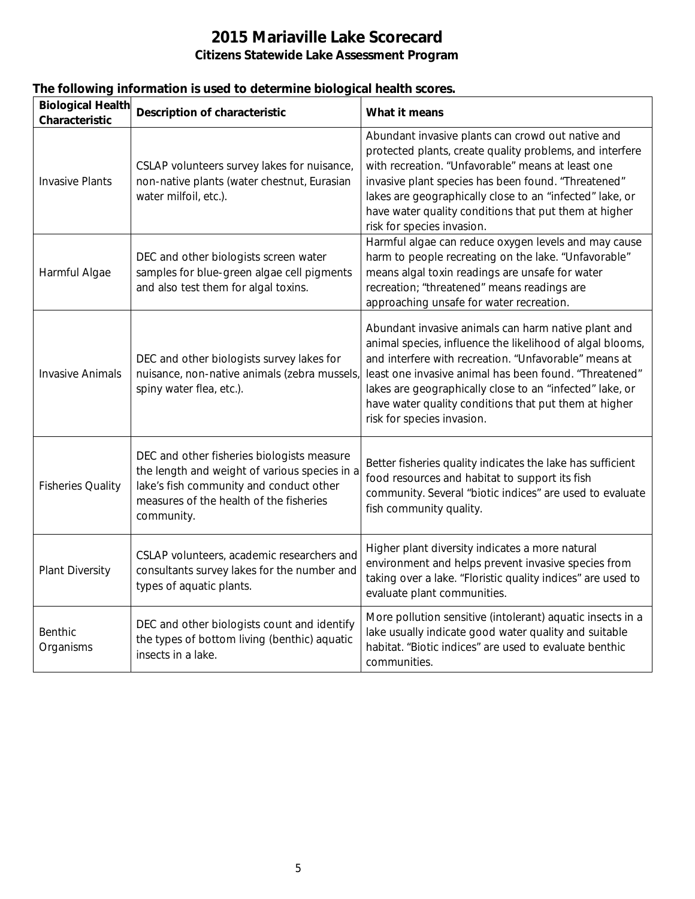# 2015 Mariaville Lake Scorecard

## Citizens Statewide Lake Assessment Program

**The following information is used to determine biological health scores.**

| Biological Health Characteristic | Description of characteristic | What it means |
|---|---|---|
| Invasive Plants | CSLAP volunteers survey lakes for nuisance, non-native plants (water chestnut, Eurasian water milfoil, etc.). | Abundant invasive plants can crowd out native and protected plants, create quality problems, and interfere with recreation. "Unfavorable" means at least one invasive plant species has been found. "Threatened" lakes are geographically close to an "infected" lake, or have water quality conditions that put them at higher risk for species invasion. |
| Harmful Algae | DEC and other biologists screen water samples for blue-green algae cell pigments and also test them for algal toxins. | Harmful algae can reduce oxygen levels and may cause harm to people recreating on the lake. "Unfavorable" means algal toxin readings are unsafe for water recreation; "threatened" means readings are approaching unsafe for water recreation. |
| Invasive Animals | DEC and other biologists survey lakes for nuisance, non-native animals (zebra mussels, spiny water flea, etc.). | Abundant invasive animals can harm native plant and animal species, influence the likelihood of algal blooms, and interfere with recreation. "Unfavorable" means at least one invasive animal has been found. "Threatened" lakes are geographically close to an "infected" lake, or have water quality conditions that put them at higher risk for species invasion. |
| Fisheries Quality | DEC and other fisheries biologists measure the length and weight of various species in a lake's fish community and conduct other measures of the health of the fisheries community. | Better fisheries quality indicates the lake has sufficient food resources and habitat to support its fish community. Several "biotic indices" are used to evaluate fish community quality. |
| Plant Diversity | CSLAP volunteers, academic researchers and consultants survey lakes for the number and types of aquatic plants. | Higher plant diversity indicates a more natural environment and helps prevent invasive species from taking over a lake. "Floristic quality indices" are used to evaluate plant communities. |
| Benthic Organisms | DEC and other biologists count and identify the types of bottom living (benthic) aquatic insects in a lake. | More pollution sensitive (intolerant) aquatic insects in a lake usually indicate good water quality and suitable habitat. "Biotic indices" are used to evaluate benthic communities. |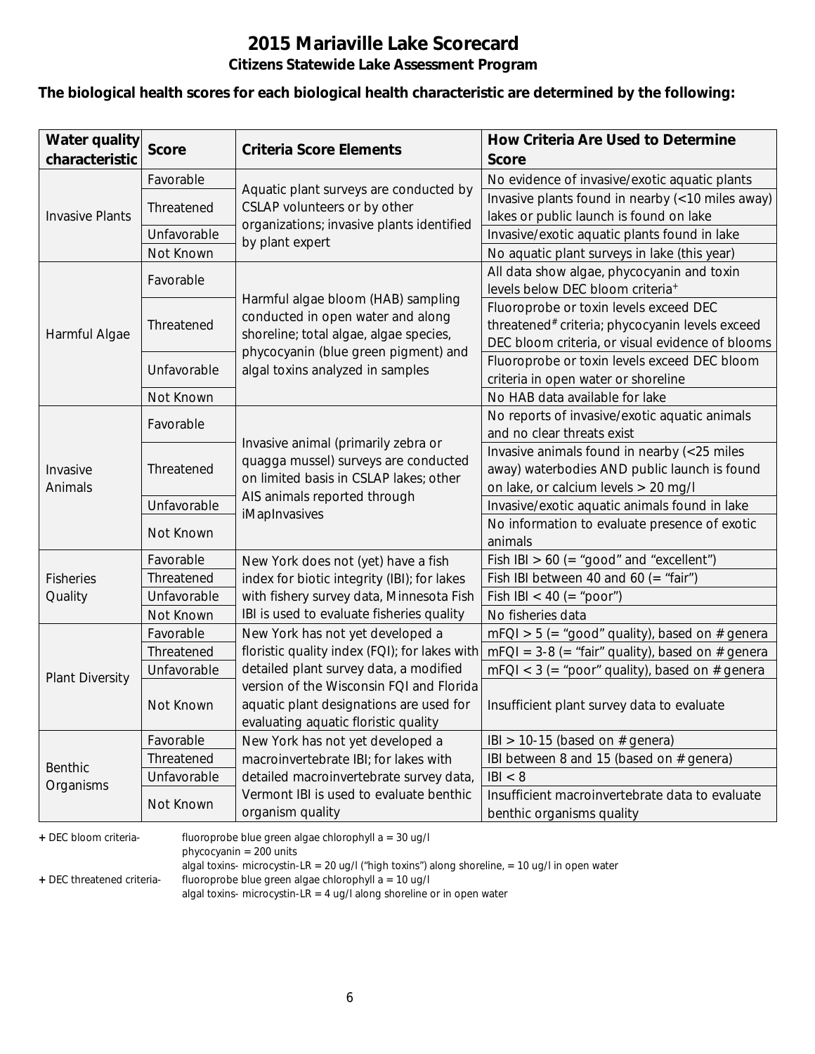# 2015 Mariaville Lake Scorecard

## Citizens Statewide Lake Assessment Program

**The biological health scores for each biological health characteristic are determined by the following:**

| Water quality characteristic | Score | Criteria Score Elements | How Criteria Are Used to Determine Score |
|---|---|---|---|
| Invasive Plants | Favorable | Aquatic plant surveys are conducted by CSLAP volunteers or by other organizations; invasive plants identified by plant expert | No evidence of invasive/exotic aquatic plants |
| | Threatened | | Invasive plants found in nearby (<10 miles away) lakes or public launch is found on lake |
| | Unfavorable | | Invasive/exotic aquatic plants found in lake |
| | Not Known | | No aquatic plant surveys in lake (this year) |
| Harmful Algae | Favorable | Harmful algae bloom (HAB) sampling conducted in open water and along shoreline; total algae, algae species, phycocyanin (blue green pigment) and algal toxins analyzed in samples | All data show algae, phycocyanin and toxin levels below DEC bloom criteria+ |
| | Threatened | | Fluoroprobe or toxin levels exceed DEC threatened# criteria; phycocyanin levels exceed DEC bloom criteria, or visual evidence of blooms |
| | Unfavorable | | Fluoroprobe or toxin levels exceed DEC bloom criteria in open water or shoreline |
| | Not Known | | No HAB data available for lake |
| Invasive Animals | Favorable | Invasive animal (primarily zebra or quagga mussel) surveys are conducted on limited basis in CSLAP lakes; other AIS animals reported through iMapInvasives | No reports of invasive/exotic aquatic animals and no clear threats exist |
| | Threatened | | Invasive animals found in nearby (<25 miles away) waterbodies AND public launch is found on lake, or calcium levels > 20 mg/l |
| | Unfavorable | | Invasive/exotic aquatic animals found in lake |
| | Not Known | | No information to evaluate presence of exotic animals |
| Fisheries Quality | Favorable | New York does not (yet) have a fish index for biotic integrity (IBI); for lakes with fishery survey data, Minnesota Fish IBI is used to evaluate fisheries quality | Fish IBI > 60 (= "good" and "excellent") |
| | Threatened | | Fish IBI between 40 and 60 (= "fair") |
| | Unfavorable | | Fish IBI < 40 (= "poor") |
| | Not Known | | No fisheries data |
| Plant Diversity | Favorable | New York has not yet developed a floristic quality index (FQI); for lakes with detailed plant survey data, a modified version of the Wisconsin FQI and Florida aquatic plant designations are used for evaluating aquatic floristic quality | mFQI > 5 (= "good" quality), based on # genera |
| | Threatened | | mFQI = 3-8 (= "fair" quality), based on # genera |
| | Unfavorable | | mFQI < 3 (= "poor" quality), based on # genera |
| | Not Known | | Insufficient plant survey data to evaluate |
| Benthic Organisms | Favorable | New York has not yet developed a macroinvertebrate IBI; for lakes with detailed macroinvertebrate survey data, Vermont IBI is used to evaluate benthic organism quality | IBI > 10-15 (based on # genera) |
| | Threatened | | IBI between 8 and 15 (based on # genera) |
| | Unfavorable | | IBI < 8 |
| | Not Known | | Insufficient macroinvertebrate data to evaluate benthic organisms quality |

**+** DEC bloom criteria- fluoroprobe blue green algae chlorophyll a = 30 ug/l
phycocyanin = 200 units
algal toxins- microcystin-LR = 20 ug/l ("high toxins") along shoreline, = 10 ug/l in open water

**+** DEC threatened criteria- fluoroprobe blue green algae chlorophyll a = 10 ug/l
algal toxins- microcystin-LR = 4 ug/l along shoreline or in open water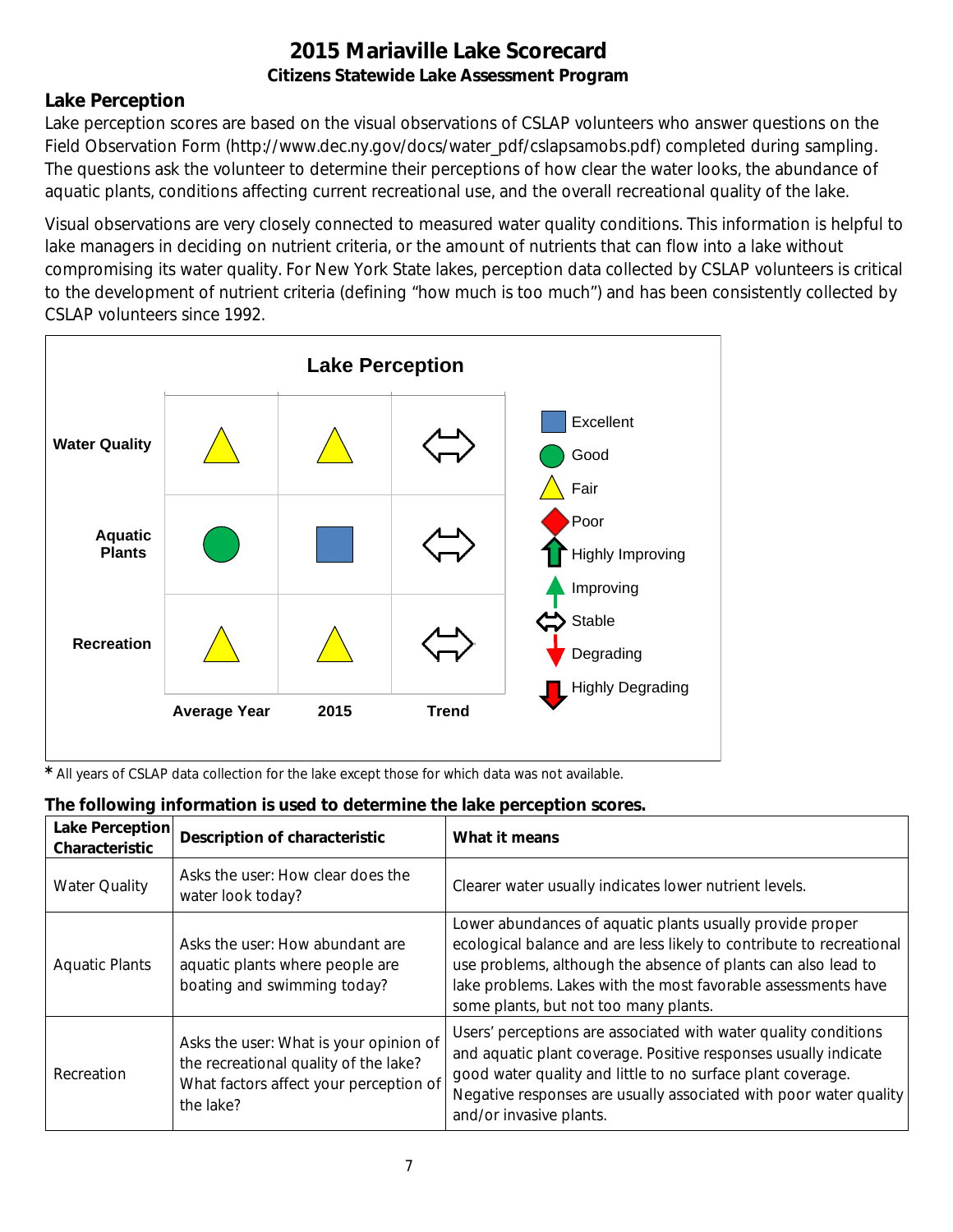# 2015 Mariaville Lake Scorecard

### Citizens Statewide Lake Assessment Program

## Lake Perception

Lake perception scores are based on the visual observations of CSLAP volunteers who answer questions on the Field Observation Form (http://www.dec.ny.gov/docs/water_pdf/cslapsamobs.pdf) completed during sampling. The questions ask the volunteer to determine their perceptions of how clear the water looks, the abundance of aquatic plants, conditions affecting current recreational use, and the overall recreational quality of the lake.

Visual observations are very closely connected to measured water quality conditions. This information is helpful to lake managers in deciding on nutrient criteria, or the amount of nutrients that can flow into a lake without compromising its water quality. For New York State lakes, perception data collected by CSLAP volunteers is critical to the development of nutrient criteria (defining "how much is too much") and has been consistently collected by CSLAP volunteers since 1992.

**Lake Perception**

| | Average Year | 2015 | Trend |
|---|---|---|---|
| Water Quality | Fair | Fair | Stable |
| Aquatic Plants | Good | Excellent | Stable |
| Recreation | Fair | Fair | Stable |

Legend: Excellent, Good, Fair, Poor, Highly Improving, Improving, Stable, Degrading, Highly Degrading

* All years of CSLAP data collection for the lake except those for which data was not available.

**The following information is used to determine the lake perception scores.**

| Lake Perception Characteristic | Description of characteristic | What it means |
|---|---|---|
| Water Quality | Asks the user: How clear does the water look today? | Clearer water usually indicates lower nutrient levels. |
| Aquatic Plants | Asks the user: How abundant are aquatic plants where people are boating and swimming today? | Lower abundances of aquatic plants usually provide proper ecological balance and are less likely to contribute to recreational use problems, although the absence of plants can also lead to lake problems. Lakes with the most favorable assessments have some plants, but not too many plants. |
| Recreation | Asks the user: What is your opinion of the recreational quality of the lake? What factors affect your perception of the lake? | Users' perceptions are associated with water quality conditions and aquatic plant coverage. Positive responses usually indicate good water quality and little to no surface plant coverage. Negative responses are usually associated with poor water quality and/or invasive plants. |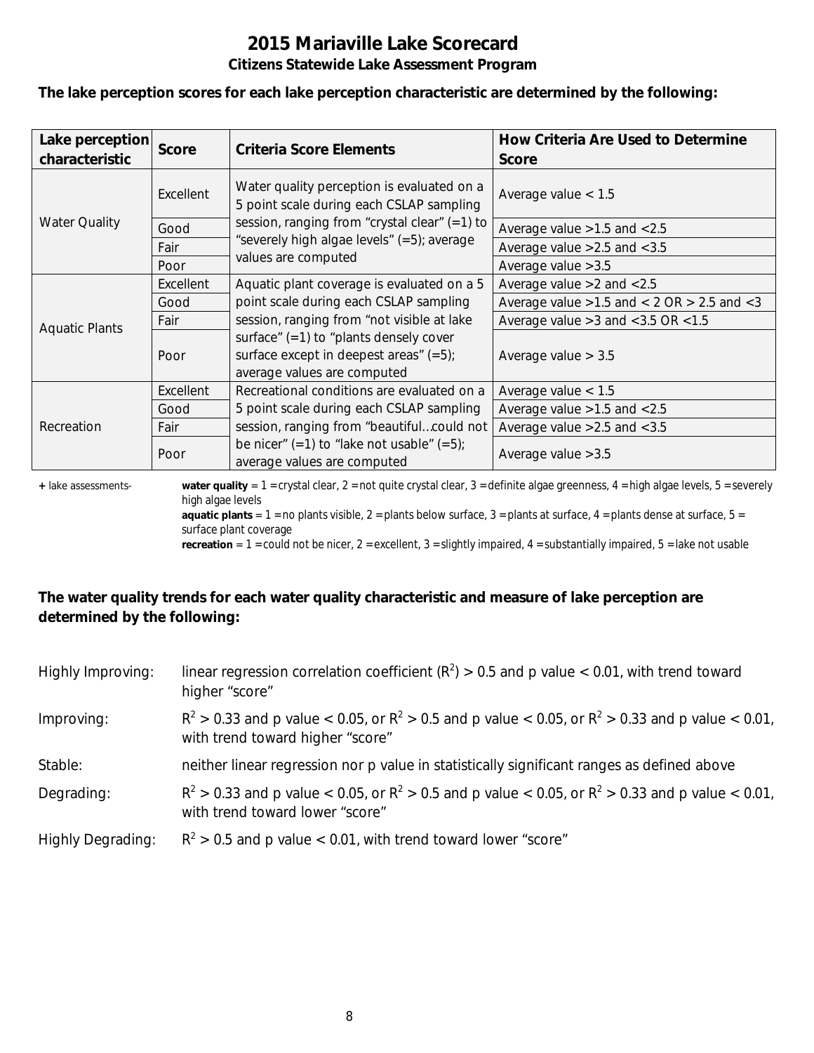# 2015 Mariaville Lake Scorecard

### Citizens Statewide Lake Assessment Program

**The lake perception scores for each lake perception characteristic are determined by the following:**

| Lake perception characteristic | Score | Criteria Score Elements | How Criteria Are Used to Determine Score |
|---|---|---|---|
| Water Quality | Excellent | Water quality perception is evaluated on a 5 point scale during each CSLAP sampling session, ranging from "crystal clear" (=1) to "severely high algae levels" (=5); average values are computed | Average value < 1.5 |
| | Good | | Average value >1.5 and <2.5 |
| | Fair | | Average value >2.5 and <3.5 |
| | Poor | | Average value >3.5 |
| Aquatic Plants | Excellent | Aquatic plant coverage is evaluated on a 5 point scale during each CSLAP sampling session, ranging from "not visible at lake surface" (=1) to "plants densely cover surface except in deepest areas" (=5); average values are computed | Average value >2 and <2.5 |
| | Good | | Average value >1.5 and < 2 OR > 2.5 and <3 |
| | Fair | | Average value >3 and <3.5 OR <1.5 |
| | Poor | | Average value > 3.5 |
| Recreation | Excellent | Recreational conditions are evaluated on a 5 point scale during each CSLAP sampling session, ranging from "beautiful…could not be nicer" (=1) to "lake not usable" (=5); average values are computed | Average value < 1.5 |
| | Good | | Average value >1.5 and <2.5 |
| | Fair | | Average value >2.5 and <3.5 |
| | Poor | | Average value >3.5 |

+ lake assessments- **water quality** = 1 = crystal clear, 2 = not quite crystal clear, 3 = definite algae greenness, 4 = high algae levels, 5 = severely high algae levels
**aquatic plants** = 1 = no plants visible, 2 = plants below surface, 3 = plants at surface, 4 = plants dense at surface, 5 = surface plant coverage
**recreation** = 1 = could not be nicer, 2 = excellent, 3 = slightly impaired, 4 = substantially impaired, 5 = lake not usable

**The water quality trends for each water quality characteristic and measure of lake perception are determined by the following:**

Highly Improving: linear regression correlation coefficient ($R^2$) > 0.5 and p value < 0.01, with trend toward higher "score"

Improving: $R^2$ > 0.33 and p value < 0.05, or $R^2$ > 0.5 and p value < 0.05, or $R^2$ > 0.33 and p value < 0.01, with trend toward higher "score"

Stable: neither linear regression nor p value in statistically significant ranges as defined above

Degrading: $R^2$ > 0.33 and p value < 0.05, or $R^2$ > 0.5 and p value < 0.05, or $R^2$ > 0.33 and p value < 0.01, with trend toward lower "score"

Highly Degrading: $R^2$ > 0.5 and p value < 0.01, with trend toward lower "score"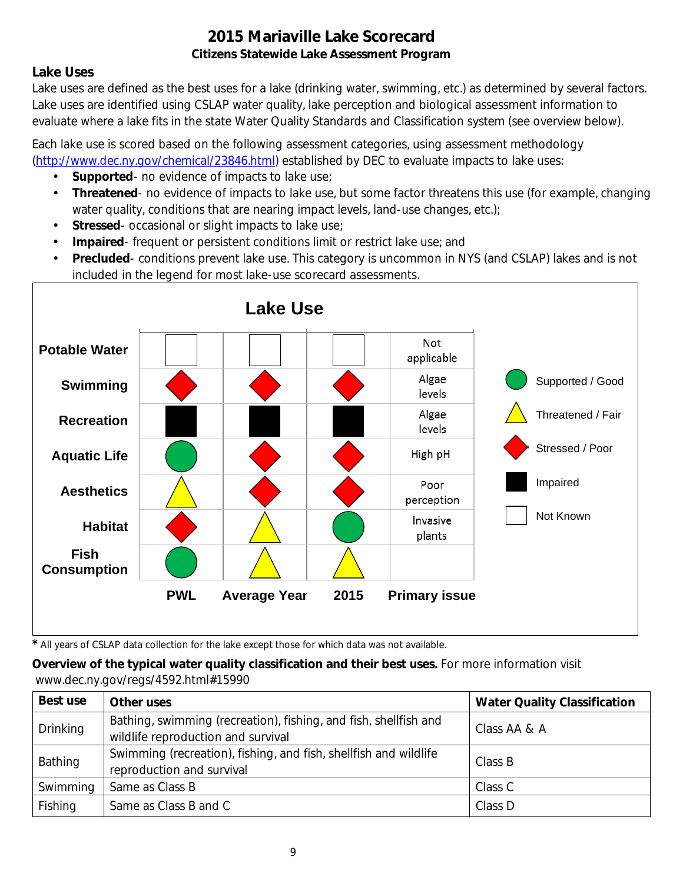# 2015 Mariaville Lake Scorecard

### Citizens Statewide Lake Assessment Program

## Lake Uses

Lake uses are defined as the best uses for a lake (drinking water, swimming, etc.) as determined by several factors. Lake uses are identified using CSLAP water quality, lake perception and biological assessment information to evaluate where a lake fits in the state Water Quality Standards and Classification system (see overview below).

Each lake use is scored based on the following assessment categories, using assessment methodology (http://www.dec.ny.gov/chemical/23846.html) established by DEC to evaluate impacts to lake uses:

- **Supported**- no evidence of impacts to lake use;
- **Threatened**- no evidence of impacts to lake use, but some factor threatens this use (for example, changing water quality, conditions that are nearing impact levels, land-use changes, etc.);
- **Stressed**- occasional or slight impacts to lake use;
- **Impaired**- frequent or persistent conditions limit or restrict lake use; and
- **Precluded**- conditions prevent lake use. This category is uncommon in NYS (and CSLAP) lakes and is not included in the legend for most lake-use scorecard assessments.

**Lake Use**

| | PWL | Average Year | 2015 | Primary issue |
|---|---|---|---|---|
| Potable Water | Not Known | Not Known | Not Known | Not applicable |
| Swimming | Stressed / Poor | Stressed / Poor | Stressed / Poor | Algae levels |
| Recreation | Impaired | Impaired | Impaired | Algae levels |
| Aquatic Life | Supported / Good | Stressed / Poor | Stressed / Poor | High pH |
| Aesthetics | Threatened / Fair | Stressed / Poor | Stressed / Poor | Poor perception |
| Habitat | Stressed / Poor | Threatened / Fair | Supported / Good | Invasive plants |
| Fish Consumption | Supported / Good | Threatened / Fair | Threatened / Fair | |

Legend: Supported / Good; Threatened / Fair; Stressed / Poor; Impaired; Not Known

\* All years of CSLAP data collection for the lake except those for which data was not available.

**Overview of the typical water quality classification and their best uses.** For more information visit www.dec.ny.gov/regs/4592.html#15990

| Best use | Other uses | Water Quality Classification |
|---|---|---|
| Drinking | Bathing, swimming (recreation), fishing, and fish, shellfish and wildlife reproduction and survival | Class AA & A |
| Bathing | Swimming (recreation), fishing, and fish, shellfish and wildlife reproduction and survival | Class B |
| Swimming | Same as Class B | Class C |
| Fishing | Same as Class B and C | Class D |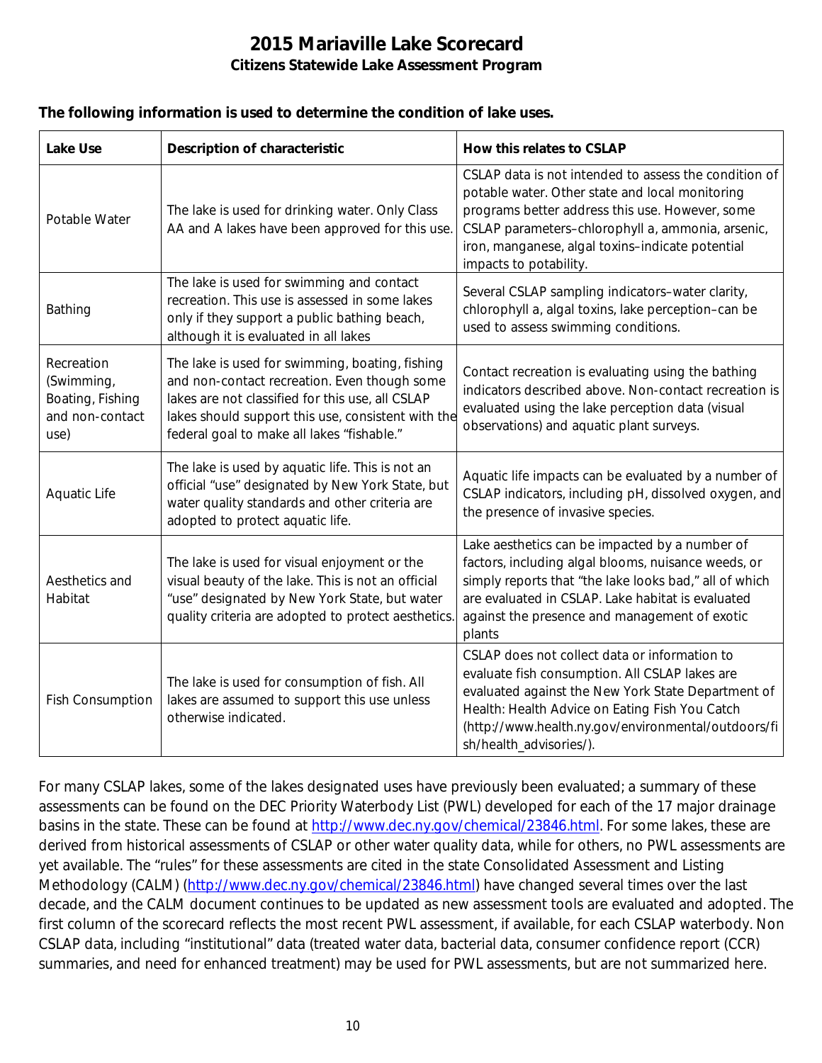# 2015 Mariaville Lake Scorecard

### Citizens Statewide Lake Assessment Program

**The following information is used to determine the condition of lake uses.**

| Lake Use | Description of characteristic | How this relates to CSLAP |
|---|---|---|
| Potable Water | The lake is used for drinking water. Only Class AA and A lakes have been approved for this use. | CSLAP data is not intended to assess the condition of potable water. Other state and local monitoring programs better address this use. However, some CSLAP parameters–chlorophyll a, ammonia, arsenic, iron, manganese, algal toxins–indicate potential impacts to potability. |
| Bathing | The lake is used for swimming and contact recreation. This use is assessed in some lakes only if they support a public bathing beach, although it is evaluated in all lakes | Several CSLAP sampling indicators–water clarity, chlorophyll a, algal toxins, lake perception–can be used to assess swimming conditions. |
| Recreation (Swimming, Boating, Fishing and non-contact use) | The lake is used for swimming, boating, fishing and non-contact recreation. Even though some lakes are not classified for this use, all CSLAP lakes should support this use, consistent with the federal goal to make all lakes "fishable." | Contact recreation is evaluating using the bathing indicators described above. Non-contact recreation is evaluated using the lake perception data (visual observations) and aquatic plant surveys. |
| Aquatic Life | The lake is used by aquatic life. This is not an official "use" designated by New York State, but water quality standards and other criteria are adopted to protect aquatic life. | Aquatic life impacts can be evaluated by a number of CSLAP indicators, including pH, dissolved oxygen, and the presence of invasive species. |
| Aesthetics and Habitat | The lake is used for visual enjoyment or the visual beauty of the lake. This is not an official "use" designated by New York State, but water quality criteria are adopted to protect aesthetics. | Lake aesthetics can be impacted by a number of factors, including algal blooms, nuisance weeds, or simply reports that "the lake looks bad," all of which are evaluated in CSLAP. Lake habitat is evaluated against the presence and management of exotic plants |
| Fish Consumption | The lake is used for consumption of fish. All lakes are assumed to support this use unless otherwise indicated. | CSLAP does not collect data or information to evaluate fish consumption. All CSLAP lakes are evaluated against the New York State Department of Health: Health Advice on Eating Fish You Catch (http://www.health.ny.gov/environmental/outdoors/fish/health_advisories/). |

For many CSLAP lakes, some of the lakes designated uses have previously been evaluated; a summary of these assessments can be found on the DEC Priority Waterbody List (PWL) developed for each of the 17 major drainage basins in the state. These can be found at http://www.dec.ny.gov/chemical/23846.html. For some lakes, these are derived from historical assessments of CSLAP or other water quality data, while for others, no PWL assessments are yet available. The "rules" for these assessments are cited in the state Consolidated Assessment and Listing Methodology (CALM) (http://www.dec.ny.gov/chemical/23846.html) have changed several times over the last decade, and the CALM document continues to be updated as new assessment tools are evaluated and adopted. The first column of the scorecard reflects the most recent PWL assessment, if available, for each CSLAP waterbody. Non CSLAP data, including "institutional" data (treated water data, bacterial data, consumer confidence report (CCR) summaries, and need for enhanced treatment) may be used for PWL assessments, but are not summarized here.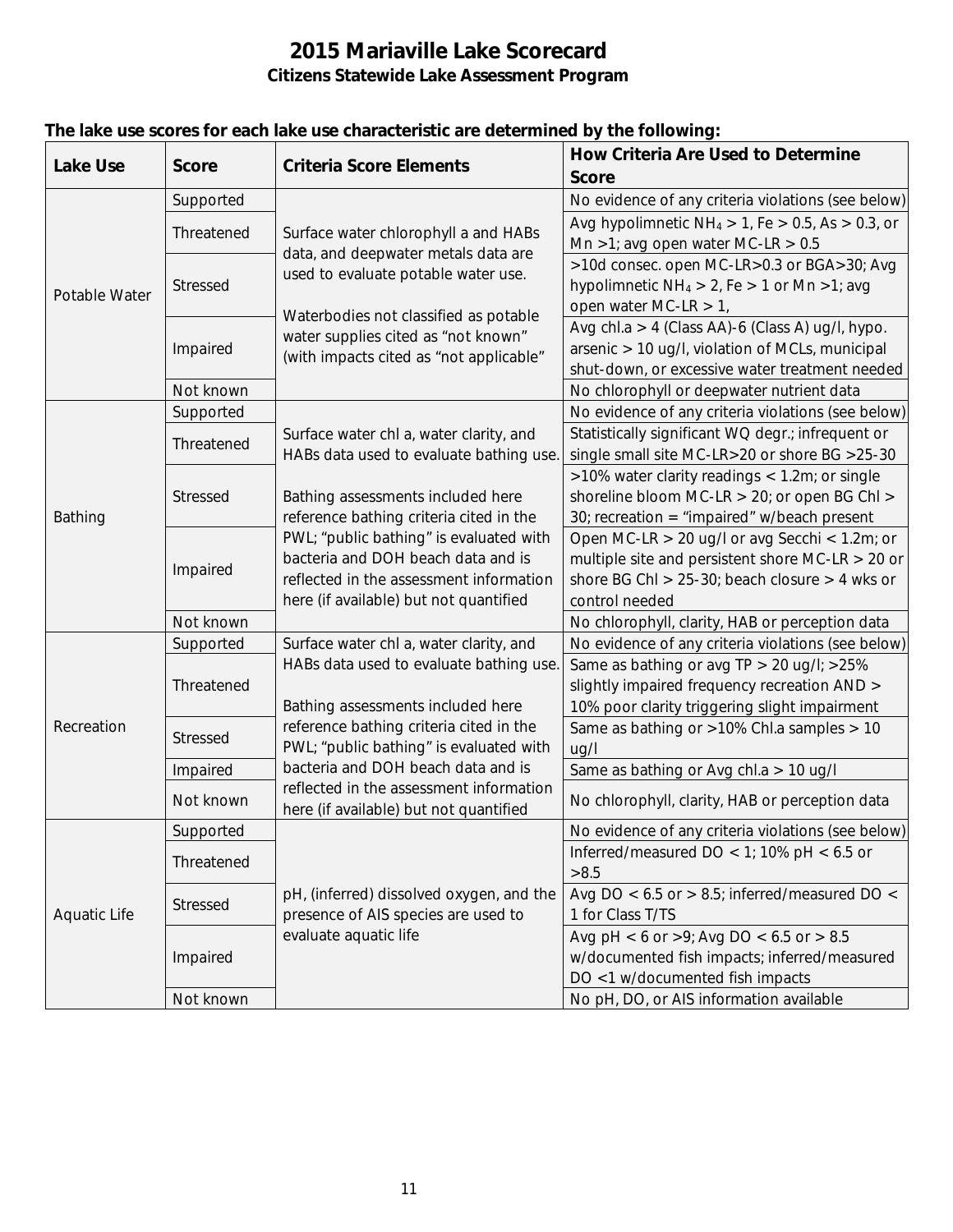# 2015 Mariaville Lake Scorecard

## Citizens Statewide Lake Assessment Program

**The lake use scores for each lake use characteristic are determined by the following:**

| Lake Use | Score | Criteria Score Elements | How Criteria Are Used to Determine Score |
|---|---|---|---|
| Potable Water | Supported | Surface water chlorophyll a and HABs data, and deepwater metals data are used to evaluate potable water use. Waterbodies not classified as potable water supplies cited as "not known" (with impacts cited as "not applicable" | No evidence of any criteria violations (see below) |
| | Threatened | | Avg hypolimnetic $NH_4$ > 1, Fe > 0.5, As > 0.3, or Mn >1; avg open water MC-LR > 0.5 |
| | Stressed | | >10d consec. open MC-LR>0.3 or BGA>30; Avg hypolimnetic $NH_4$ > 2, Fe > 1 or Mn >1; avg open water MC-LR > 1, |
| | Impaired | | Avg chl.a > 4 (Class AA)-6 (Class A) ug/l, hypo. arsenic > 10 ug/l, violation of MCLs, municipal shut-down, or excessive water treatment needed |
| | Not known | | No chlorophyll or deepwater nutrient data |
| Bathing | Supported | Surface water chl a, water clarity, and HABs data used to evaluate bathing use. Bathing assessments included here reference bathing criteria cited in the PWL; "public bathing" is evaluated with bacteria and DOH beach data and is reflected in the assessment information here (if available) but not quantified | No evidence of any criteria violations (see below) |
| | Threatened | | Statistically significant WQ degr.; infrequent or single small site MC-LR>20 or shore BG >25-30 |
| | Stressed | | >10% water clarity readings < 1.2m; or single shoreline bloom MC-LR > 20; or open BG Chl > 30; recreation = "impaired" w/beach present |
| | Impaired | | Open MC-LR > 20 ug/l or avg Secchi < 1.2m; or multiple site and persistent shore MC-LR > 20 or shore BG Chl > 25-30; beach closure > 4 wks or control needed |
| | Not known | | No chlorophyll, clarity, HAB or perception data |
| Recreation | Supported | Surface water chl a, water clarity, and HABs data used to evaluate bathing use. Bathing assessments included here reference bathing criteria cited in the PWL; "public bathing" is evaluated with bacteria and DOH beach data and is reflected in the assessment information here (if available) but not quantified | No evidence of any criteria violations (see below) |
| | Threatened | | Same as bathing or avg TP > 20 ug/l; >25% slightly impaired frequency recreation AND > 10% poor clarity triggering slight impairment |
| | Stressed | | Same as bathing or >10% Chl.a samples > 10 ug/l |
| | Impaired | | Same as bathing or Avg chl.a > 10 ug/l |
| | Not known | | No chlorophyll, clarity, HAB or perception data |
| Aquatic Life | Supported | pH, (inferred) dissolved oxygen, and the presence of AIS species are used to evaluate aquatic life | No evidence of any criteria violations (see below) |
| | Threatened | | Inferred/measured DO < 1; 10% pH < 6.5 or >8.5 |
| | Stressed | | Avg DO < 6.5 or > 8.5; inferred/measured DO < 1 for Class T/TS |
| | Impaired | | Avg pH < 6 or >9; Avg DO < 6.5 or > 8.5 w/documented fish impacts; inferred/measured DO <1 w/documented fish impacts |
| | Not known | | No pH, DO, or AIS information available |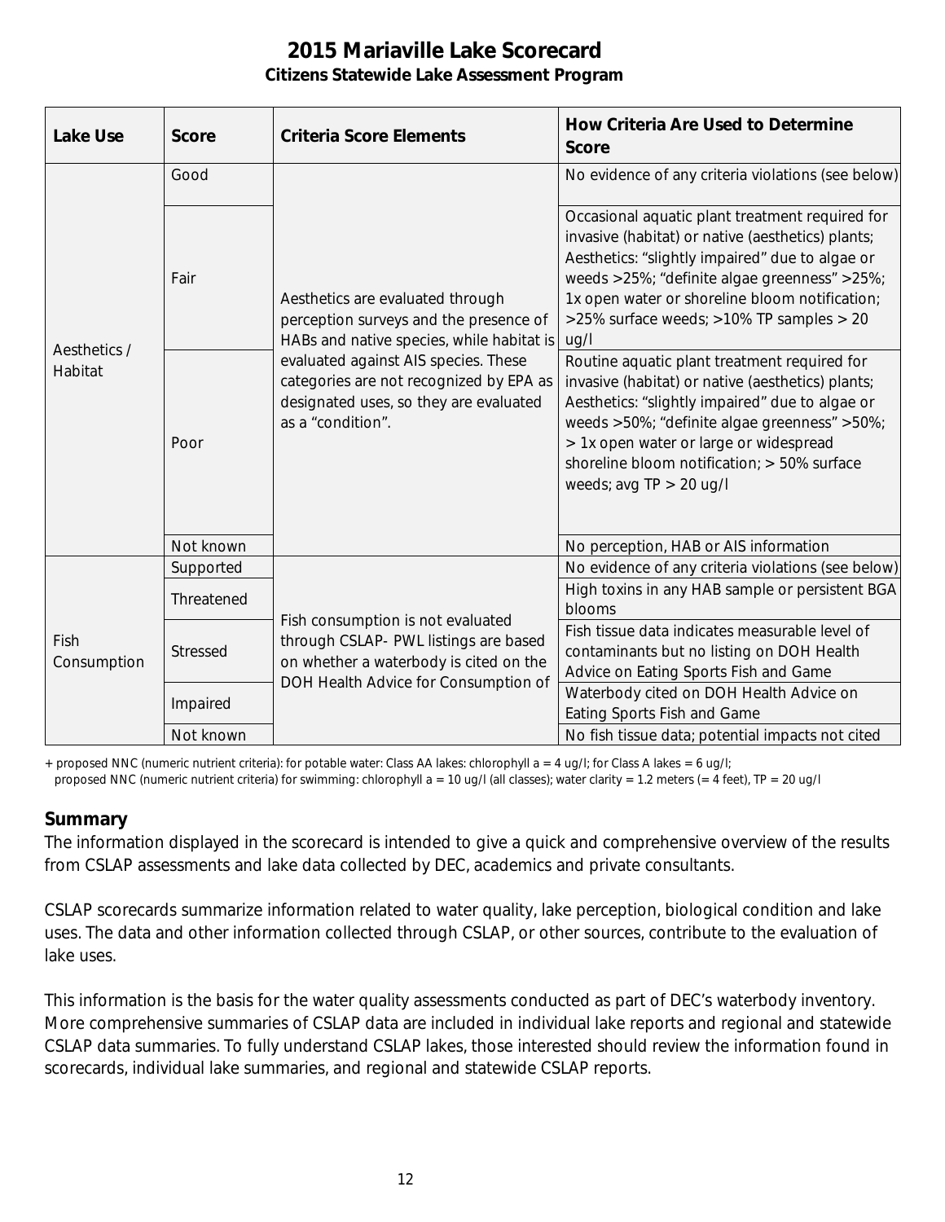# 2015 Mariaville Lake Scorecard

**Citizens Statewide Lake Assessment Program**

| Lake Use | Score | Criteria Score Elements | How Criteria Are Used to Determine Score |
|---|---|---|---|
| Aesthetics / Habitat | Good | Aesthetics are evaluated through perception surveys and the presence of HABs and native species, while habitat is evaluated against AIS species. These categories are not recognized by EPA as designated uses, so they are evaluated as a "condition". | No evidence of any criteria violations (see below) |
| | Fair | | Occasional aquatic plant treatment required for invasive (habitat) or native (aesthetics) plants; Aesthetics: "slightly impaired" due to algae or weeds >25%; "definite algae greenness" >25%; 1x open water or shoreline bloom notification; >25% surface weeds; >10% TP samples > 20 ug/l |
| | Poor | | Routine aquatic plant treatment required for invasive (habitat) or native (aesthetics) plants; Aesthetics: "slightly impaired" due to algae or weeds >50%; "definite algae greenness" >50%; > 1x open water or large or widespread shoreline bloom notification; > 50% surface weeds; avg TP > 20 ug/l |
| | Not known | | No perception, HAB or AIS information |
| Fish Consumption | Supported | Fish consumption is not evaluated through CSLAP- PWL listings are based on whether a waterbody is cited on the DOH Health Advice for Consumption of | No evidence of any criteria violations (see below) |
| | Threatened | | High toxins in any HAB sample or persistent BGA blooms |
| | Stressed | | Fish tissue data indicates measurable level of contaminants but no listing on DOH Health Advice on Eating Sports Fish and Game |
| | Impaired | | Waterbody cited on DOH Health Advice on Eating Sports Fish and Game |
| | Not known | | No fish tissue data; potential impacts not cited |

+ proposed NNC (numeric nutrient criteria): for potable water: Class AA lakes: chlorophyll a = 4 ug/l; for Class A lakes = 6 ug/l;
proposed NNC (numeric nutrient criteria) for swimming: chlorophyll a = 10 ug/l (all classes); water clarity = 1.2 meters (= 4 feet), TP = 20 ug/l

## Summary

The information displayed in the scorecard is intended to give a quick and comprehensive overview of the results from CSLAP assessments and lake data collected by DEC, academics and private consultants.

CSLAP scorecards summarize information related to water quality, lake perception, biological condition and lake uses. The data and other information collected through CSLAP, or other sources, contribute to the evaluation of lake uses.

This information is the basis for the water quality assessments conducted as part of DEC's waterbody inventory. More comprehensive summaries of CSLAP data are included in individual lake reports and regional and statewide CSLAP data summaries. To fully understand CSLAP lakes, those interested should review the information found in scorecards, individual lake summaries, and regional and statewide CSLAP reports.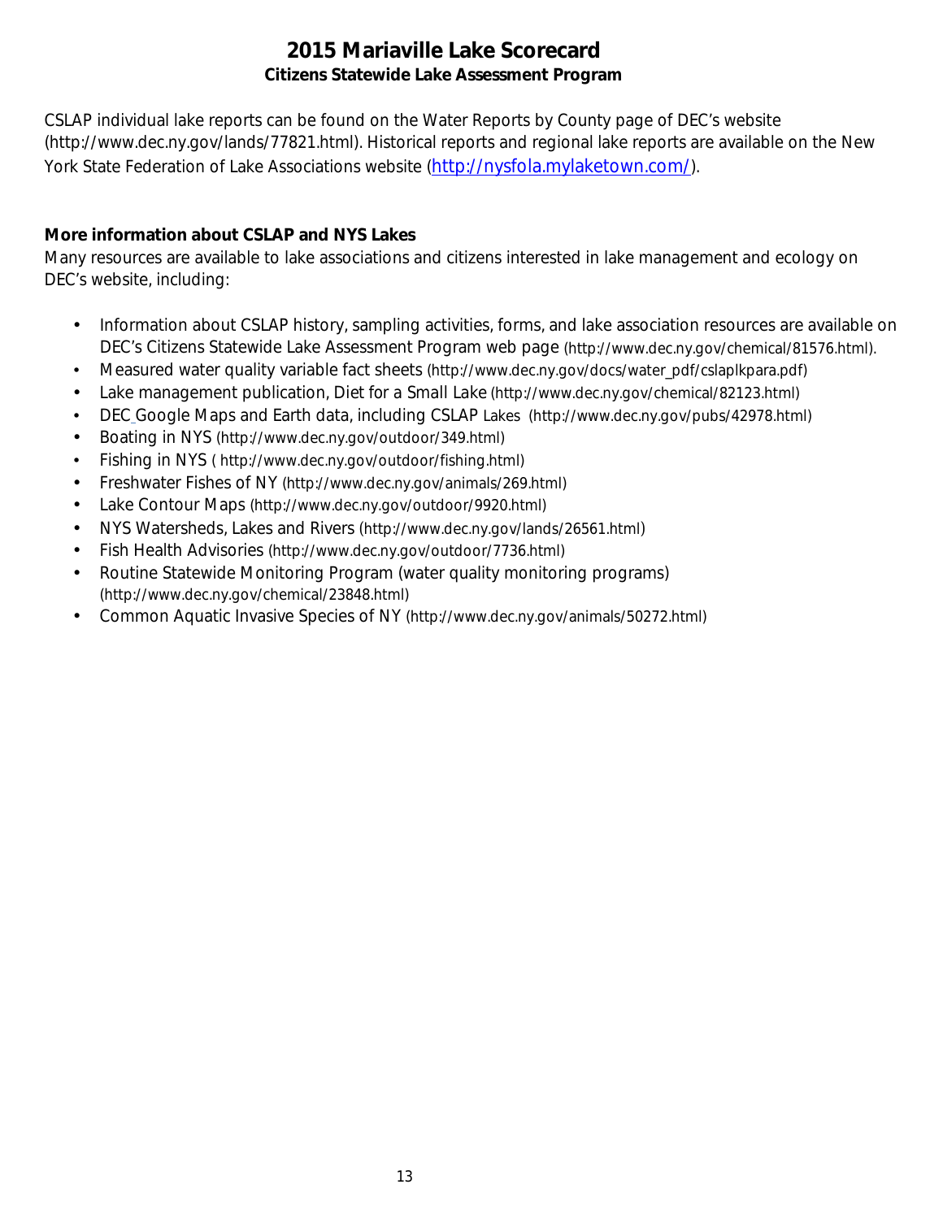# 2015 Mariaville Lake Scorecard

**Citizens Statewide Lake Assessment Program**

CSLAP individual lake reports can be found on the Water Reports by County page of DEC's website (http://www.dec.ny.gov/lands/77821.html). Historical reports and regional lake reports are available on the New York State Federation of Lake Associations website (http://nysfola.mylaketown.com/).

**More information about CSLAP and NYS Lakes**

Many resources are available to lake associations and citizens interested in lake management and ecology on DEC's website, including:

- Information about CSLAP history, sampling activities, forms, and lake association resources are available on DEC's Citizens Statewide Lake Assessment Program web page (http://www.dec.ny.gov/chemical/81576.html).
- Measured water quality variable fact sheets (http://www.dec.ny.gov/docs/water_pdf/cslaplkpara.pdf)
- Lake management publication, Diet for a Small Lake (http://www.dec.ny.gov/chemical/82123.html)
- DEC Google Maps and Earth data, including CSLAP Lakes (http://www.dec.ny.gov/pubs/42978.html)
- Boating in NYS (http://www.dec.ny.gov/outdoor/349.html)
- Fishing in NYS ( http://www.dec.ny.gov/outdoor/fishing.html)
- Freshwater Fishes of NY (http://www.dec.ny.gov/animals/269.html)
- Lake Contour Maps (http://www.dec.ny.gov/outdoor/9920.html)
- NYS Watersheds, Lakes and Rivers (http://www.dec.ny.gov/lands/26561.html)
- Fish Health Advisories (http://www.dec.ny.gov/outdoor/7736.html)
- Routine Statewide Monitoring Program (water quality monitoring programs) (http://www.dec.ny.gov/chemical/23848.html)
- Common Aquatic Invasive Species of NY (http://www.dec.ny.gov/animals/50272.html)